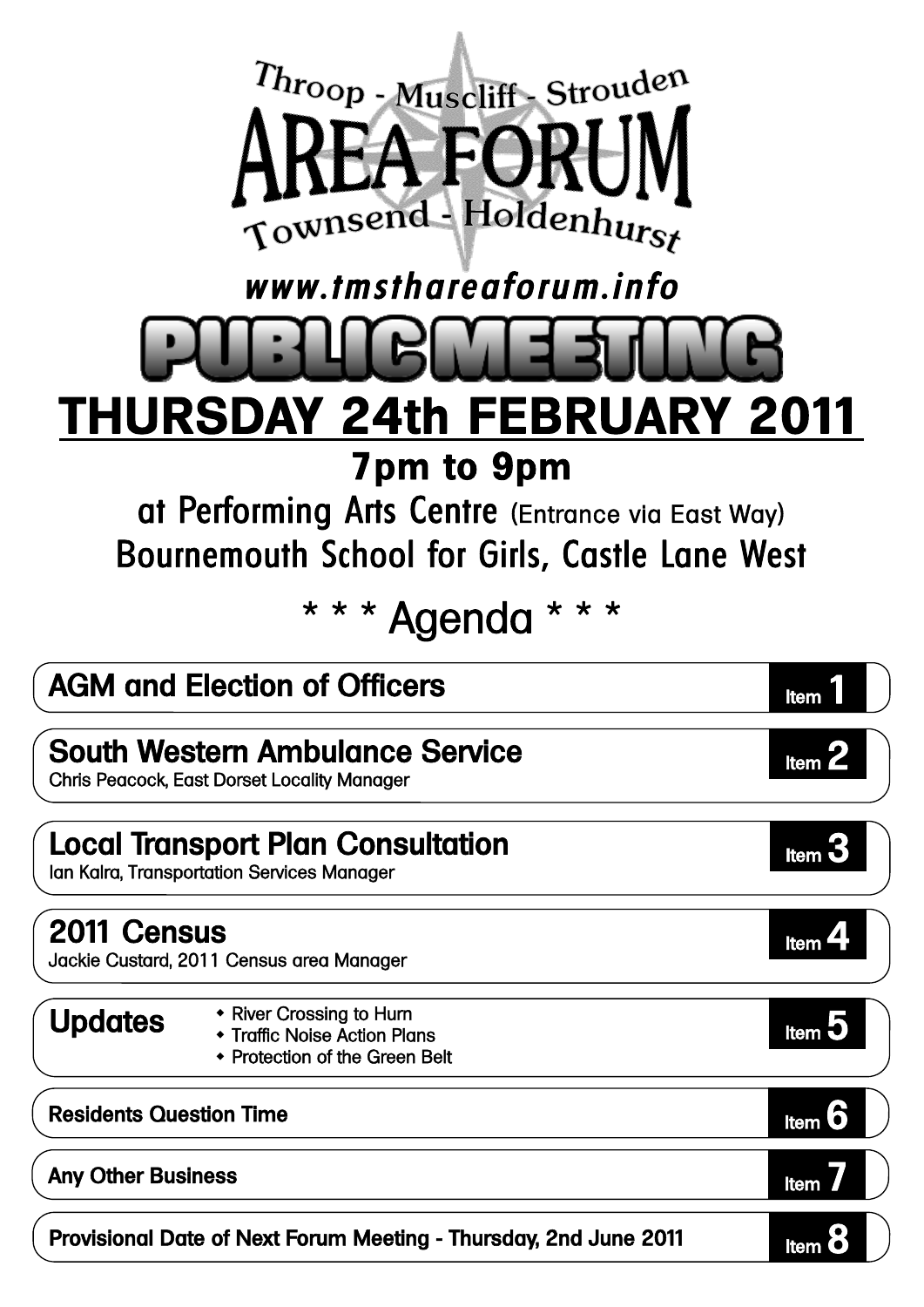# Throop - Muscliff - Strouden AREA FORUM Townsend - Holdenhurst

*www.tmsthareaforum.info*

# PUBLIC MEETING

## THURSDAY 24th FEBRUARY 2011

### 7pm to 9pm

at Performing Arts Centre (Entrance via East Way)
Bournemouth School for Girls, Castle Lane West

## * * * Agenda * * *

**AGM and Election of Officers** — Item 1

**South Western Ambulance Service** — Item 2
Chris Peacock, East Dorset Locality Manager

**Local Transport Plan Consultation** — Item 3
Ian Kalra, Transportation Services Manager

**2011 Census** — Item 4
Jackie Custard, 2011 Census area Manager

**Updates** — Item 5
- River Crossing to Hurn
- Traffic Noise Action Plans
- Protection of the Green Belt

**Residents Question Time** — Item 6

**Any Other Business** — Item 7

**Provisional Date of Next Forum Meeting - Thursday, 2nd June 2011** — Item 8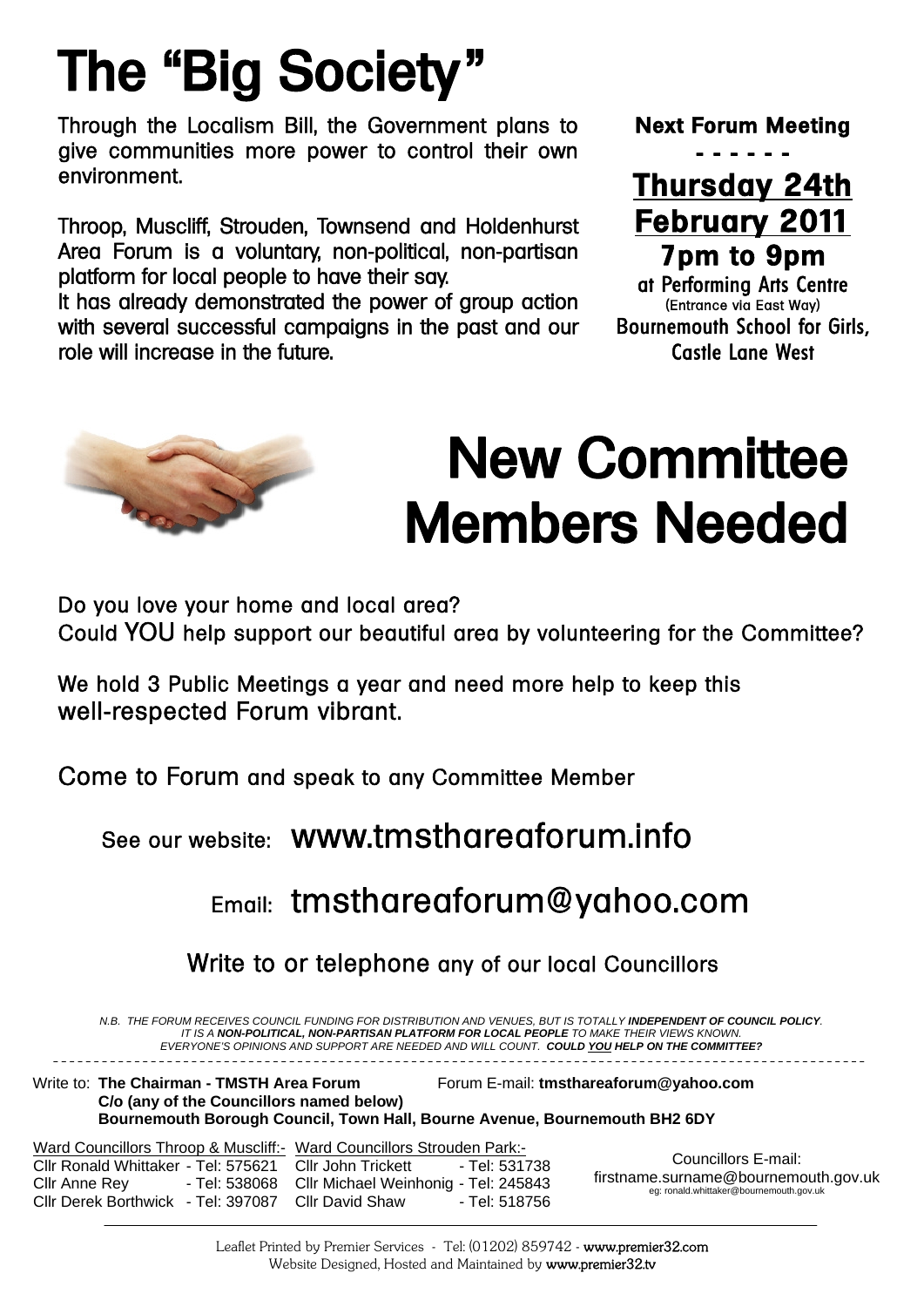# The "Big Society"

Through the Localism Bill, the Government plans to give communities more power to control their own environment.

Throop, Muscliff, Strouden, Townsend and Holdenhurst Area Forum is a voluntary, non-political, non-partisan platform for local people to have their say.

It has already demonstrated the power of group action with several successful campaigns in the past and our role will increase in the future.

**Next Forum Meeting**

\- - - - - -

**Thursday 24th February 2011**

**7pm to 9pm**

at Performing Arts Centre
(Entrance via East Way)
Bournemouth School for Girls,
Castle Lane West

# New Committee Members Needed

Do you love your home and local area?
Could YOU help support our beautiful area by volunteering for the Committee?

We hold 3 Public Meetings a year and need more help to keep this well-respected Forum vibrant.

Come to Forum and speak to any Committee Member

See our website: www.tmsthareaforum.info

Email: tmsthareaforum@yahoo.com

Write to or telephone any of our local Councillors

*N.B. THE FORUM RECEIVES COUNCIL FUNDING FOR DISTRIBUTION AND VENUES, BUT IS TOTALLY **INDEPENDENT OF COUNCIL POLICY**. IT IS A **NON-POLITICAL, NON-PARTISAN PLATFORM FOR LOCAL PEOPLE** TO MAKE THEIR VIEWS KNOWN. EVERYONE'S OPINIONS AND SUPPORT ARE NEEDED AND WILL COUNT. **COULD YOU HELP ON THE COMMITTEE?***

Write to: **The Chairman - TMSTH Area Forum**
**C/o (any of the Councillors named below)**
**Bournemouth Borough Council, Town Hall, Bourne Avenue, Bournemouth BH2 6DY**

Forum E-mail: **tmsthareaforum@yahoo.com**

| Ward Councillors Throop & Muscliff:- | | Ward Councillors Strouden Park:- | |
|---|---|---|---|
| Cllr Ronald Whittaker | - Tel: 575621 | Cllr John Trickett | - Tel: 531738 |
| Cllr Anne Rey | - Tel: 538068 | Cllr Michael Weinhonig | - Tel: 245843 |
| Cllr Derek Borthwick | - Tel: 397087 | Cllr David Shaw | - Tel: 518756 |

Councillors E-mail:
firstname.surname@bournemouth.gov.uk
eg: ronald.whittaker@bournemouth.gov.uk

Leaflet Printed by Premier Services - Tel: (01202) 859742 - www.premier32.com
Website Designed, Hosted and Maintained by www.premier32.tv